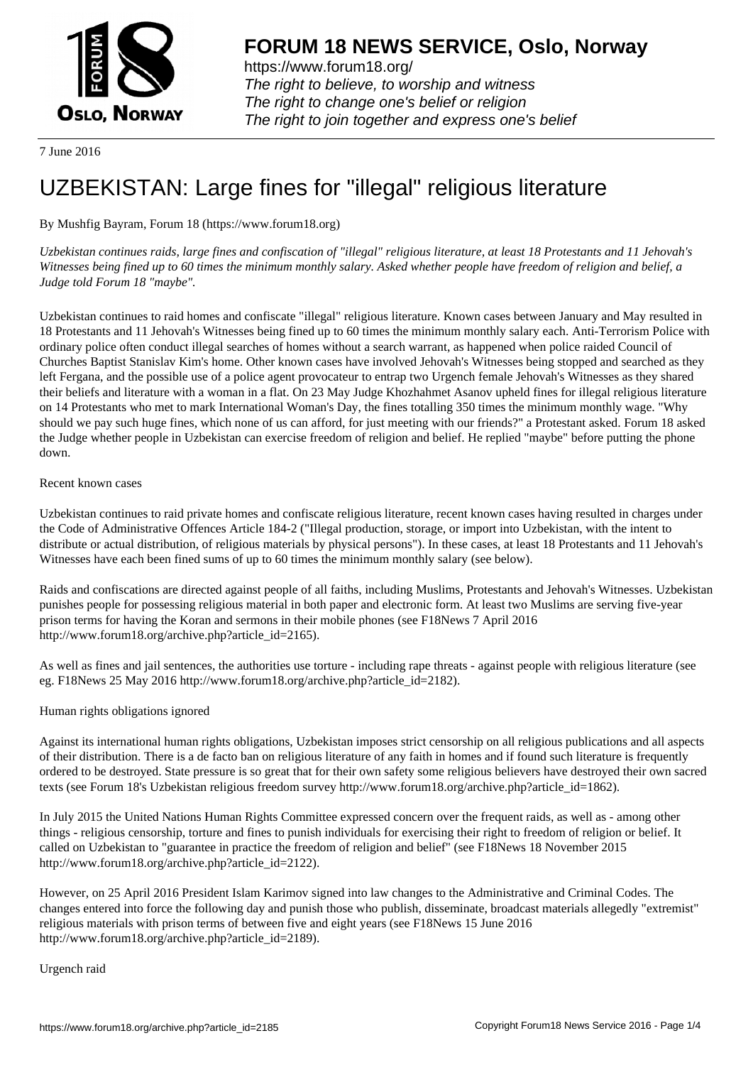# FORUM 18 NEWS SERVICE, Oslo, Norway

https://www.forum18.org/
*The right to believe, to worship and witness*
*The right to change one's belief or religion*
*The right to join together and express one's belief*

7 June 2016

# UZBEKISTAN: Large fines for "illegal" religious literature

By Mushfig Bayram, Forum 18 (https://www.forum18.org)

*Uzbekistan continues raids, large fines and confiscation of "illegal" religious literature, at least 18 Protestants and 11 Jehovah's Witnesses being fined up to 60 times the minimum monthly salary. Asked whether people have freedom of religion and belief, a Judge told Forum 18 "maybe".*

Uzbekistan continues to raid homes and confiscate "illegal" religious literature. Known cases between January and May resulted in 18 Protestants and 11 Jehovah's Witnesses being fined up to 60 times the minimum monthly salary each. Anti-Terrorism Police with ordinary police often conduct illegal searches of homes without a search warrant, as happened when police raided Council of Churches Baptist Stanislav Kim's home. Other known cases have involved Jehovah's Witnesses being stopped and searched as they left Fergana, and the possible use of a police agent provocateur to entrap two Urgench female Jehovah's Witnesses as they shared their beliefs and literature with a woman in a flat. On 23 May Judge Khozhahmet Asanov upheld fines for illegal religious literature on 14 Protestants who met to mark International Woman's Day, the fines totalling 350 times the minimum monthly wage. "Why should we pay such huge fines, which none of us can afford, for just meeting with our friends?" a Protestant asked. Forum 18 asked the Judge whether people in Uzbekistan can exercise freedom of religion and belief. He replied "maybe" before putting the phone down.

Recent known cases

Uzbekistan continues to raid private homes and confiscate religious literature, recent known cases having resulted in charges under the Code of Administrative Offences Article 184-2 ("Illegal production, storage, or import into Uzbekistan, with the intent to distribute or actual distribution, of religious materials by physical persons"). In these cases, at least 18 Protestants and 11 Jehovah's Witnesses have each been fined sums of up to 60 times the minimum monthly salary (see below).

Raids and confiscations are directed against people of all faiths, including Muslims, Protestants and Jehovah's Witnesses. Uzbekistan punishes people for possessing religious material in both paper and electronic form. At least two Muslims are serving five-year prison terms for having the Koran and sermons in their mobile phones (see F18News 7 April 2016 http://www.forum18.org/archive.php?article_id=2165).

As well as fines and jail sentences, the authorities use torture - including rape threats - against people with religious literature (see eg. F18News 25 May 2016 http://www.forum18.org/archive.php?article_id=2182).

Human rights obligations ignored

Against its international human rights obligations, Uzbekistan imposes strict censorship on all religious publications and all aspects of their distribution. There is a de facto ban on religious literature of any faith in homes and if found such literature is frequently ordered to be destroyed. State pressure is so great that for their own safety some religious believers have destroyed their own sacred texts (see Forum 18's Uzbekistan religious freedom survey http://www.forum18.org/archive.php?article_id=1862).

In July 2015 the United Nations Human Rights Committee expressed concern over the frequent raids, as well as - among other things - religious censorship, torture and fines to punish individuals for exercising their right to freedom of religion or belief. It called on Uzbekistan to "guarantee in practice the freedom of religion and belief" (see F18News 18 November 2015 http://www.forum18.org/archive.php?article_id=2122).

However, on 25 April 2016 President Islam Karimov signed into law changes to the Administrative and Criminal Codes. The changes entered into force the following day and punish those who publish, disseminate, broadcast materials allegedly "extremist" religious materials with prison terms of between five and eight years (see F18News 15 June 2016 http://www.forum18.org/archive.php?article_id=2189).

Urgench raid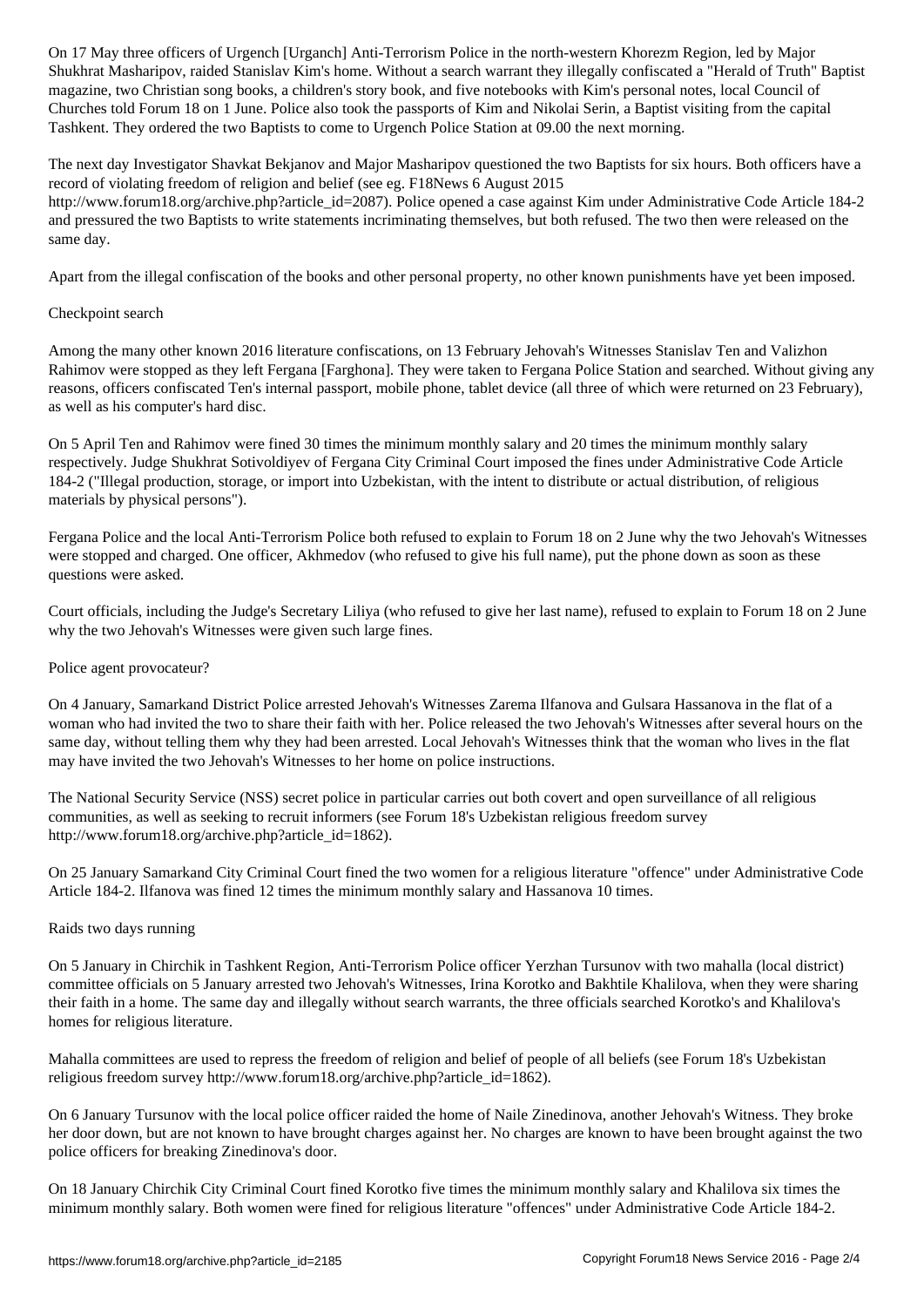On 17 May three officers of Urgench [Urganch] Anti-Terrorism Police in the north-western Khorezm Region, led by Major Shukhrat Masharipov, raided Stanislav Kim's home. Without a search warrant they illegally confiscated a "Herald of Truth" Baptist magazine, two Christian song books, a children's story book, and five notebooks with Kim's personal notes, local Council of Churches told Forum 18 on 1 June. Police also took the passports of Kim and Nikolai Serin, a Baptist visiting from the capital Tashkent. They ordered the two Baptists to come to Urgench Police Station at 09.00 the next morning.

The next day Investigator Shavkat Bekjanov and Major Masharipov questioned the two Baptists for six hours. Both officers have a record of violating freedom of religion and belief (see eg. F18News 6 August 2015 http://www.forum18.org/archive.php?article_id=2087). Police opened a case against Kim under Administrative Code Article 184-2 and pressured the two Baptists to write statements incriminating themselves, but both refused. The two then were released on the same day.

Apart from the illegal confiscation of the books and other personal property, no other known punishments have yet been imposed.

## Checkpoint search

Among the many other known 2016 literature confiscations, on 13 February Jehovah's Witnesses Stanislav Ten and Valizhon Rahimov were stopped as they left Fergana [Farghona]. They were taken to Fergana Police Station and searched. Without giving any reasons, officers confiscated Ten's internal passport, mobile phone, tablet device (all three of which were returned on 23 February), as well as his computer's hard disc.

On 5 April Ten and Rahimov were fined 30 times the minimum monthly salary and 20 times the minimum monthly salary respectively. Judge Shukhrat Sotivoldiyev of Fergana City Criminal Court imposed the fines under Administrative Code Article 184-2 ("Illegal production, storage, or import into Uzbekistan, with the intent to distribute or actual distribution, of religious materials by physical persons").

Fergana Police and the local Anti-Terrorism Police both refused to explain to Forum 18 on 2 June why the two Jehovah's Witnesses were stopped and charged. One officer, Akhmedov (who refused to give his full name), put the phone down as soon as these questions were asked.

Court officials, including the Judge's Secretary Liliya (who refused to give her last name), refused to explain to Forum 18 on 2 June why the two Jehovah's Witnesses were given such large fines.

## Police agent provocateur?

On 4 January, Samarkand District Police arrested Jehovah's Witnesses Zarema Ilfanova and Gulsara Hassanova in the flat of a woman who had invited the two to share their faith with her. Police released the two Jehovah's Witnesses after several hours on the same day, without telling them why they had been arrested. Local Jehovah's Witnesses think that the woman who lives in the flat may have invited the two Jehovah's Witnesses to her home on police instructions.

The National Security Service (NSS) secret police in particular carries out both covert and open surveillance of all religious communities, as well as seeking to recruit informers (see Forum 18's Uzbekistan religious freedom survey http://www.forum18.org/archive.php?article_id=1862).

On 25 January Samarkand City Criminal Court fined the two women for a religious literature "offence" under Administrative Code Article 184-2. Ilfanova was fined 12 times the minimum monthly salary and Hassanova 10 times.

## Raids two days running

On 5 January in Chirchik in Tashkent Region, Anti-Terrorism Police officer Yerzhan Tursunov with two mahalla (local district) committee officials on 5 January arrested two Jehovah's Witnesses, Irina Korotko and Bakhtile Khalilova, when they were sharing their faith in a home. The same day and illegally without search warrants, the three officials searched Korotko's and Khalilova's homes for religious literature.

Mahalla committees are used to repress the freedom of religion and belief of people of all beliefs (see Forum 18's Uzbekistan religious freedom survey http://www.forum18.org/archive.php?article_id=1862).

On 6 January Tursunov with the local police officer raided the home of Naile Zinedinova, another Jehovah's Witness. They broke her door down, but are not known to have brought charges against her. No charges are known to have been brought against the two police officers for breaking Zinedinova's door.

On 18 January Chirchik City Criminal Court fined Korotko five times the minimum monthly salary and Khalilova six times the minimum monthly salary. Both women were fined for religious literature "offences" under Administrative Code Article 184-2.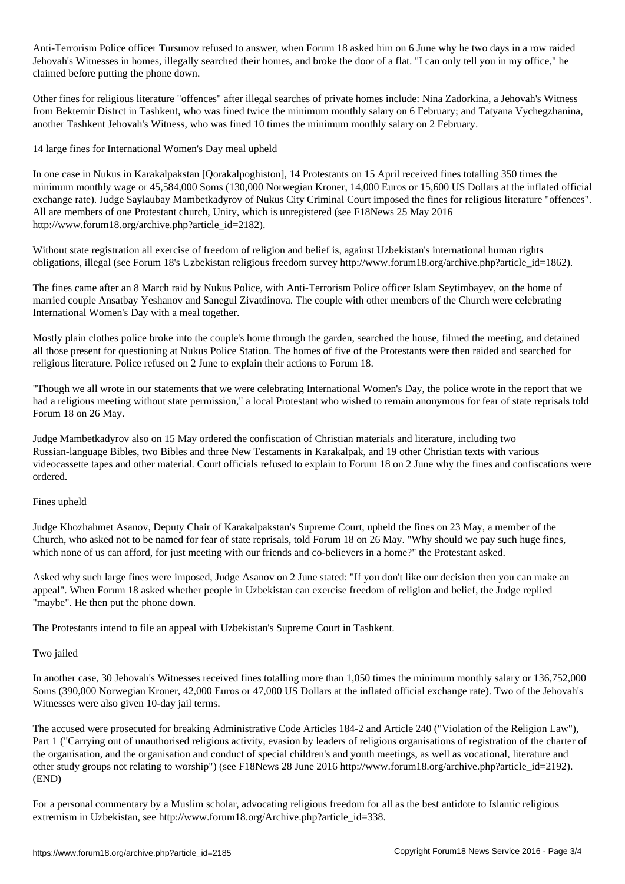Anti-Terrorism Police officer Tursunov refused to answer, when Forum 18 asked him on 6 June why he two days in a row raided Jehovah's Witnesses in homes, illegally searched their homes, and broke the door of a flat. "I can only tell you in my office," he claimed before putting the phone down.

Other fines for religious literature "offences" after illegal searches of private homes include: Nina Zadorkina, a Jehovah's Witness from Bektemir Distrct in Tashkent, who was fined twice the minimum monthly salary on 6 February; and Tatyana Vychegzhanina, another Tashkent Jehovah's Witness, who was fined 10 times the minimum monthly salary on 2 February.

## 14 large fines for International Women's Day meal upheld

In one case in Nukus in Karakalpakstan [Qorakalpoghiston], 14 Protestants on 15 April received fines totalling 350 times the minimum monthly wage or 45,584,000 Soms (130,000 Norwegian Kroner, 14,000 Euros or 15,600 US Dollars at the inflated official exchange rate). Judge Saylaubay Mambetkadyrov of Nukus City Criminal Court imposed the fines for religious literature "offences". All are members of one Protestant church, Unity, which is unregistered (see F18News 25 May 2016 http://www.forum18.org/archive.php?article_id=2182).

Without state registration all exercise of freedom of religion and belief is, against Uzbekistan's international human rights obligations, illegal (see Forum 18's Uzbekistan religious freedom survey http://www.forum18.org/archive.php?article_id=1862).

The fines came after an 8 March raid by Nukus Police, with Anti-Terrorism Police officer Islam Seytimbayev, on the home of married couple Ansatbay Yeshanov and Sanegul Zivatdinova. The couple with other members of the Church were celebrating International Women's Day with a meal together.

Mostly plain clothes police broke into the couple's home through the garden, searched the house, filmed the meeting, and detained all those present for questioning at Nukus Police Station. The homes of five of the Protestants were then raided and searched for religious literature. Police refused on 2 June to explain their actions to Forum 18.

"Though we all wrote in our statements that we were celebrating International Women's Day, the police wrote in the report that we had a religious meeting without state permission," a local Protestant who wished to remain anonymous for fear of state reprisals told Forum 18 on 26 May.

Judge Mambetkadyrov also on 15 May ordered the confiscation of Christian materials and literature, including two Russian-language Bibles, two Bibles and three New Testaments in Karakalpak, and 19 other Christian texts with various videocassette tapes and other material. Court officials refused to explain to Forum 18 on 2 June why the fines and confiscations were ordered.

## Fines upheld

Judge Khozhahmet Asanov, Deputy Chair of Karakalpakstan's Supreme Court, upheld the fines on 23 May, a member of the Church, who asked not to be named for fear of state reprisals, told Forum 18 on 26 May. "Why should we pay such huge fines, which none of us can afford, for just meeting with our friends and co-believers in a home?" the Protestant asked.

Asked why such large fines were imposed, Judge Asanov on 2 June stated: "If you don't like our decision then you can make an appeal". When Forum 18 asked whether people in Uzbekistan can exercise freedom of religion and belief, the Judge replied "maybe". He then put the phone down.

The Protestants intend to file an appeal with Uzbekistan's Supreme Court in Tashkent.

## Two jailed

In another case, 30 Jehovah's Witnesses received fines totalling more than 1,050 times the minimum monthly salary or 136,752,000 Soms (390,000 Norwegian Kroner, 42,000 Euros or 47,000 US Dollars at the inflated official exchange rate). Two of the Jehovah's Witnesses were also given 10-day jail terms.

The accused were prosecuted for breaking Administrative Code Articles 184-2 and Article 240 ("Violation of the Religion Law"), Part 1 ("Carrying out of unauthorised religious activity, evasion by leaders of religious organisations of registration of the charter of the organisation, and the organisation and conduct of special children's and youth meetings, as well as vocational, literature and other study groups not relating to worship") (see F18News 28 June 2016 http://www.forum18.org/archive.php?article_id=2192). (END)

For a personal commentary by a Muslim scholar, advocating religious freedom for all as the best antidote to Islamic religious extremism in Uzbekistan, see http://www.forum18.org/Archive.php?article_id=338.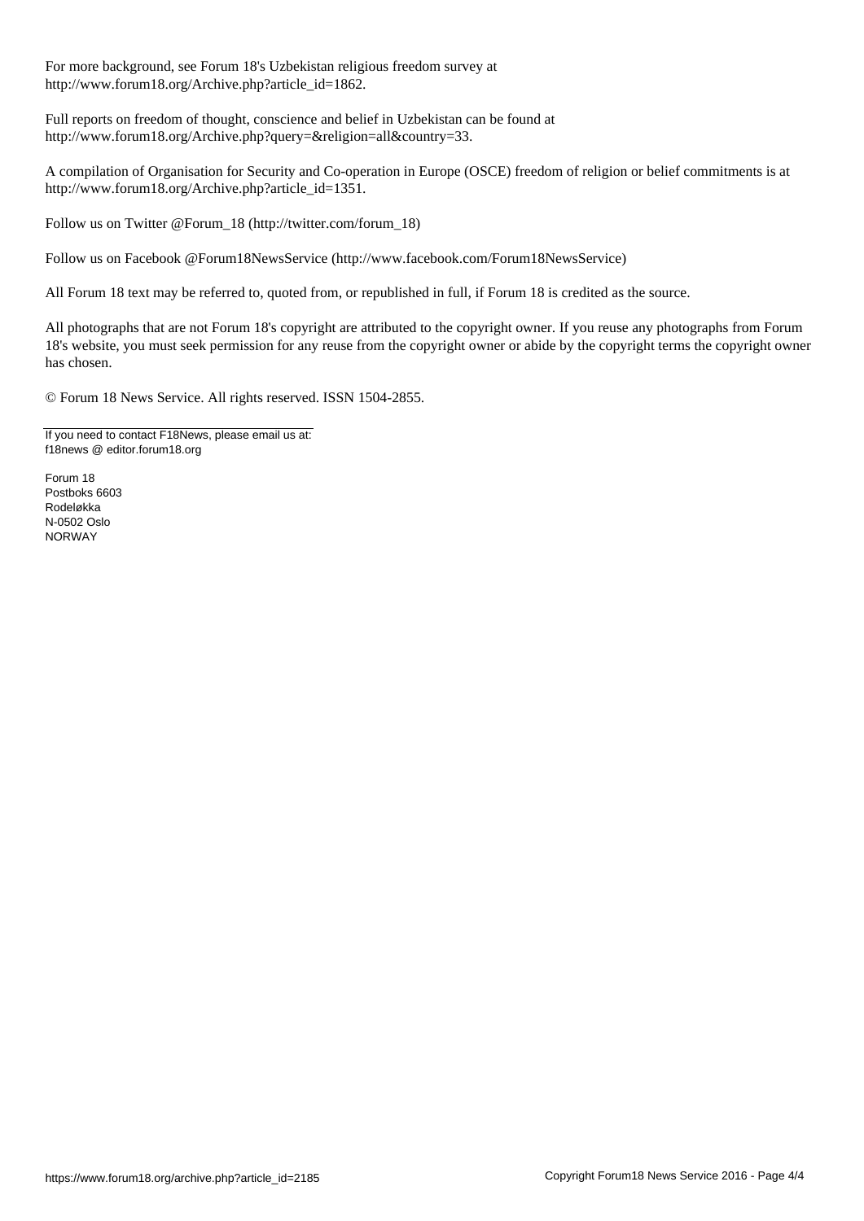For more background, see Forum 18's Uzbekistan religious freedom survey at http://www.forum18.org/Archive.php?article_id=1862.

Full reports on freedom of thought, conscience and belief in Uzbekistan can be found at http://www.forum18.org/Archive.php?query=&religion=all&country=33.

A compilation of Organisation for Security and Co-operation in Europe (OSCE) freedom of religion or belief commitments is at http://www.forum18.org/Archive.php?article_id=1351.

Follow us on Twitter @Forum_18 (http://twitter.com/forum_18)

Follow us on Facebook @Forum18NewsService (http://www.facebook.com/Forum18NewsService)

All Forum 18 text may be referred to, quoted from, or republished in full, if Forum 18 is credited as the source.

All photographs that are not Forum 18's copyright are attributed to the copyright owner. If you reuse any photographs from Forum 18's website, you must seek permission for any reuse from the copyright owner or abide by the copyright terms the copyright owner has chosen.

© Forum 18 News Service. All rights reserved. ISSN 1504-2855.

If you need to contact F18News, please email us at:
f18news @ editor.forum18.org

Forum 18
Postboks 6603
Rodeløkka
N-0502 Oslo
NORWAY